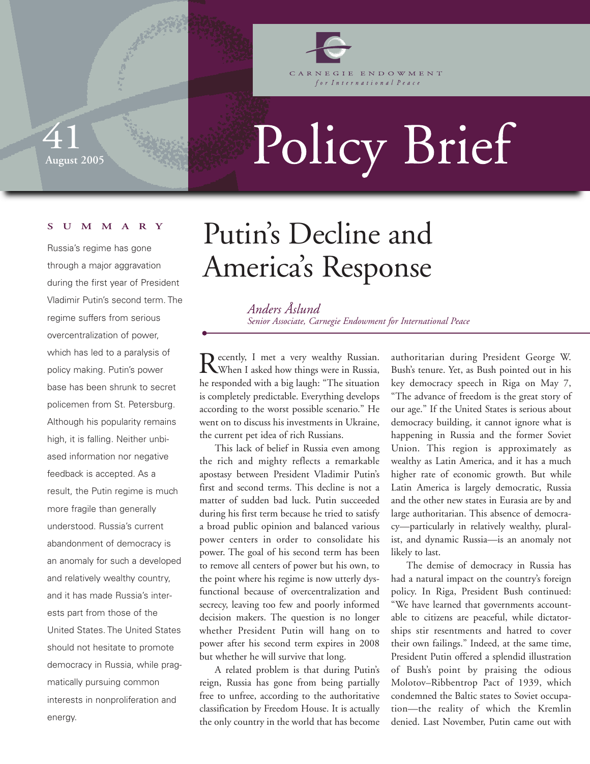Carnegie Endowment for International Peace

41
August 2005

# Policy Brief

**SUMMARY**

Russia's regime has gone through a major aggravation during the first year of President Vladimir Putin's second term. The regime suffers from serious overcentralization of power, which has led to a paralysis of policy making. Putin's power base has been shrunk to secret policemen from St. Petersburg. Although his popularity remains high, it is falling. Neither unbiased information nor negative feedback is accepted. As a result, the Putin regime is much more fragile than generally understood. Russia's current abandonment of democracy is an anomaly for such a developed and relatively wealthy country, and it has made Russia's interests part from those of the United States. The United States should not hesitate to promote democracy in Russia, while pragmatically pursuing common interests in nonproliferation and energy.

# Putin's Decline and America's Response

*Anders Åslund*
*Senior Associate, Carnegie Endowment for International Peace*

Recently, I met a very wealthy Russian. When I asked how things were in Russia, he responded with a big laugh: "The situation is completely predictable. Everything develops according to the worst possible scenario." He went on to discuss his investments in Ukraine, the current pet idea of rich Russians.

This lack of belief in Russia even among the rich and mighty reflects a remarkable apostasy between President Vladimir Putin's first and second terms. This decline is not a matter of sudden bad luck. Putin succeeded during his first term because he tried to satisfy a broad public opinion and balanced various power centers in order to consolidate his power. The goal of his second term has been to remove all centers of power but his own, to the point where his regime is now utterly dysfunctional because of overcentralization and secrecy, leaving too few and poorly informed decision makers. The question is no longer whether President Putin will hang on to power after his second term expires in 2008 but whether he will survive that long.

A related problem is that during Putin's reign, Russia has gone from being partially free to unfree, according to the authoritative classification by Freedom House. It is actually the only country in the world that has become authoritarian during President George W. Bush's tenure. Yet, as Bush pointed out in his key democracy speech in Riga on May 7, "The advance of freedom is the great story of our age." If the United States is serious about democracy building, it cannot ignore what is happening in Russia and the former Soviet Union. This region is approximately as wealthy as Latin America, and it has a much higher rate of economic growth. But while Latin America is largely democratic, Russia and the other new states in Eurasia are by and large authoritarian. This absence of democracy—particularly in relatively wealthy, pluralist, and dynamic Russia—is an anomaly not likely to last.

The demise of democracy in Russia has had a natural impact on the country's foreign policy. In Riga, President Bush continued: "We have learned that governments accountable to citizens are peaceful, while dictatorships stir resentments and hatred to cover their own failings." Indeed, at the same time, President Putin offered a splendid illustration of Bush's point by praising the odious Molotov–Ribbentrop Pact of 1939, which condemned the Baltic states to Soviet occupation—the reality of which the Kremlin denied. Last November, Putin came out with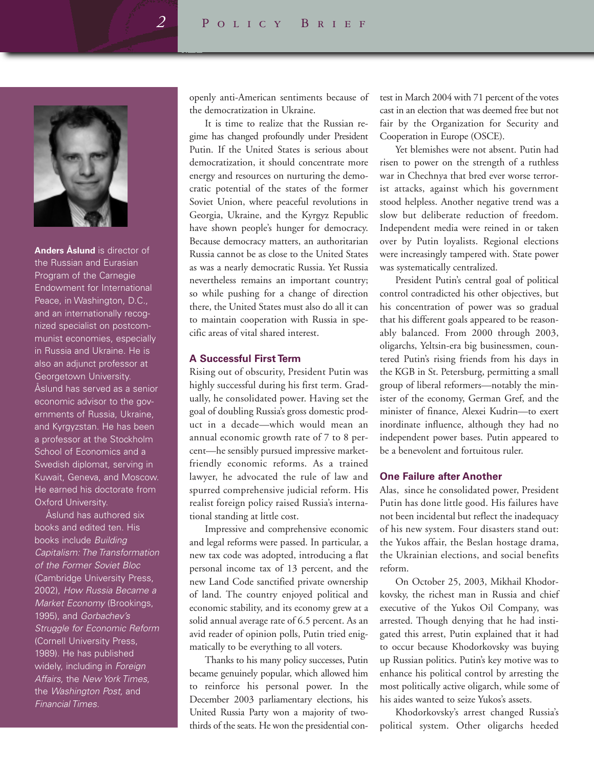**Anders Åslund** is director of the Russian and Eurasian Program of the Carnegie Endowment for International Peace, in Washington, D.C., and an internationally recognized specialist on postcommunist economies, especially in Russia and Ukraine. He is also an adjunct professor at Georgetown University. Åslund has served as a senior economic advisor to the governments of Russia, Ukraine, and Kyrgyzstan. He has been a professor at the Stockholm School of Economics and a Swedish diplomat, serving in Kuwait, Geneva, and Moscow. He earned his doctorate from Oxford University.

Åslund has authored six books and edited ten. His books include *Building Capitalism: The Transformation of the Former Soviet Bloc* (Cambridge University Press, 2002), *How Russia Became a Market Economy* (Brookings, 1995), and *Gorbachev's Struggle for Economic Reform* (Cornell University Press, 1989). He has published widely, including in *Foreign Affairs,* the *New York Times,* the *Washington Post,* and *Financial Times.*

openly anti-American sentiments because of the democratization in Ukraine.

It is time to realize that the Russian regime has changed profoundly under President Putin. If the United States is serious about democratization, it should concentrate more energy and resources on nurturing the democratic potential of the states of the former Soviet Union, where peaceful revolutions in Georgia, Ukraine, and the Kyrgyz Republic have shown people's hunger for democracy. Because democracy matters, an authoritarian Russia cannot be as close to the United States as was a nearly democratic Russia. Yet Russia nevertheless remains an important country; so while pushing for a change of direction there, the United States must also do all it can to maintain cooperation with Russia in specific areas of vital shared interest.

## A Successful First Term

Rising out of obscurity, President Putin was highly successful during his first term. Gradually, he consolidated power. Having set the goal of doubling Russia's gross domestic product in a decade—which would mean an annual economic growth rate of 7 to 8 percent—he sensibly pursued impressive market-friendly economic reforms. As a trained lawyer, he advocated the rule of law and spurred comprehensive judicial reform. His realist foreign policy raised Russia's international standing at little cost.

Impressive and comprehensive economic and legal reforms were passed. In particular, a new tax code was adopted, introducing a flat personal income tax of 13 percent, and the new Land Code sanctified private ownership of land. The country enjoyed political and economic stability, and its economy grew at a solid annual average rate of 6.5 percent. As an avid reader of opinion polls, Putin tried enigmatically to be everything to all voters.

Thanks to his many policy successes, Putin became genuinely popular, which allowed him to reinforce his personal power. In the December 2003 parliamentary elections, his United Russia Party won a majority of two-thirds of the seats. He won the presidential contest in March 2004 with 71 percent of the votes cast in an election that was deemed free but not fair by the Organization for Security and Cooperation in Europe (OSCE).

Yet blemishes were not absent. Putin had risen to power on the strength of a ruthless war in Chechnya that bred ever worse terrorist attacks, against which his government stood helpless. Another negative trend was a slow but deliberate reduction of freedom. Independent media were reined in or taken over by Putin loyalists. Regional elections were increasingly tampered with. State power was systematically centralized.

President Putin's central goal of political control contradicted his other objectives, but his concentration of power was so gradual that his different goals appeared to be reasonably balanced. From 2000 through 2003, oligarchs, Yeltsin-era big businessmen, countered Putin's rising friends from his days in the KGB in St. Petersburg, permitting a small group of liberal reformers—notably the minister of the economy, German Gref, and the minister of finance, Alexei Kudrin—to exert inordinate influence, although they had no independent power bases. Putin appeared to be a benevolent and fortuitous ruler.

## One Failure after Another

Alas, since he consolidated power, President Putin has done little good. His failures have not been incidental but reflect the inadequacy of his new system. Four disasters stand out: the Yukos affair, the Beslan hostage drama, the Ukrainian elections, and social benefits reform.

On October 25, 2003, Mikhail Khodorkovsky, the richest man in Russia and chief executive of the Yukos Oil Company, was arrested. Though denying that he had instigated this arrest, Putin explained that it had to occur because Khodorkovsky was buying up Russian politics. Putin's key motive was to enhance his political control by arresting the most politically active oligarch, while some of his aides wanted to seize Yukos's assets.

Khodorkovsky's arrest changed Russia's political system. Other oligarchs heeded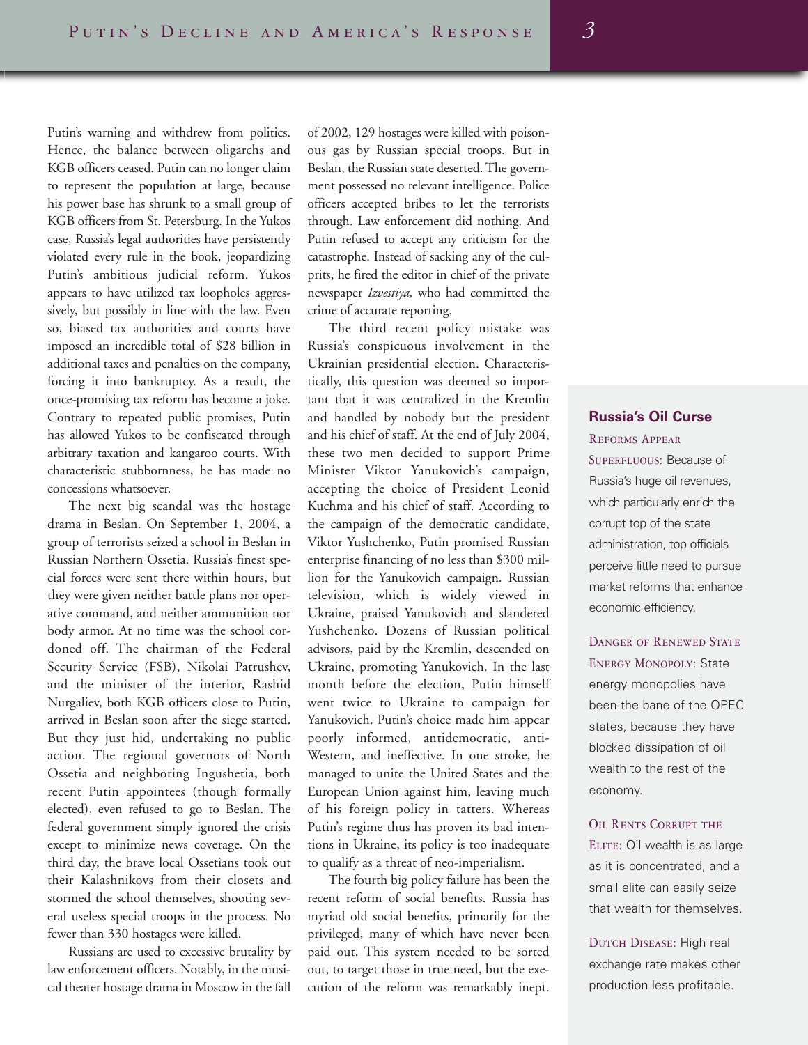Putin's warning and withdrew from politics. Hence, the balance between oligarchs and KGB officers ceased. Putin can no longer claim to represent the population at large, because his power base has shrunk to a small group of KGB officers from St. Petersburg. In the Yukos case, Russia's legal authorities have persistently violated every rule in the book, jeopardizing Putin's ambitious judicial reform. Yukos appears to have utilized tax loopholes aggressively, but possibly in line with the law. Even so, biased tax authorities and courts have imposed an incredible total of $28 billion in additional taxes and penalties on the company, forcing it into bankruptcy. As a result, the once-promising tax reform has become a joke. Contrary to repeated public promises, Putin has allowed Yukos to be confiscated through arbitrary taxation and kangaroo courts. With characteristic stubbornness, he has made no concessions whatsoever.

The next big scandal was the hostage drama in Beslan. On September 1, 2004, a group of terrorists seized a school in Beslan in Russian Northern Ossetia. Russia's finest special forces were sent there within hours, but they were given neither battle plans nor operative command, and neither ammunition nor body armor. At no time was the school cordoned off. The chairman of the Federal Security Service (FSB), Nikolai Patrushev, and the minister of the interior, Rashid Nurgaliev, both KGB officers close to Putin, arrived in Beslan soon after the siege started. But they just hid, undertaking no public action. The regional governors of North Ossetia and neighboring Ingushetia, both recent Putin appointees (though formally elected), even refused to go to Beslan. The federal government simply ignored the crisis except to minimize news coverage. On the third day, the brave local Ossetians took out their Kalashnikovs from their closets and stormed the school themselves, shooting several useless special troops in the process. No fewer than 330 hostages were killed.

Russians are used to excessive brutality by law enforcement officers. Notably, in the musical theater hostage drama in Moscow in the fall of 2002, 129 hostages were killed with poisonous gas by Russian special troops. But in Beslan, the Russian state deserted. The government possessed no relevant intelligence. Police officers accepted bribes to let the terrorists through. Law enforcement did nothing. And Putin refused to accept any criticism for the catastrophe. Instead of sacking any of the culprits, he fired the editor in chief of the private newspaper *Izvestiya,* who had committed the crime of accurate reporting.

The third recent policy mistake was Russia's conspicuous involvement in the Ukrainian presidential election. Characteristically, this question was deemed so important that it was centralized in the Kremlin and handled by nobody but the president and his chief of staff. At the end of July 2004, these two men decided to support Prime Minister Viktor Yanukovich's campaign, accepting the choice of President Leonid Kuchma and his chief of staff. According to the campaign of the democratic candidate, Viktor Yushchenko, Putin promised Russian enterprise financing of no less than $300 million for the Yanukovich campaign. Russian television, which is widely viewed in Ukraine, praised Yanukovich and slandered Yushchenko. Dozens of Russian political advisors, paid by the Kremlin, descended on Ukraine, promoting Yanukovich. In the last month before the election, Putin himself went twice to Ukraine to campaign for Yanukovich. Putin's choice made him appear poorly informed, antidemocratic, anti-Western, and ineffective. In one stroke, he managed to unite the United States and the European Union against him, leaving much of his foreign policy in tatters. Whereas Putin's regime thus has proven its bad intentions in Ukraine, its policy is too inadequate to qualify as a threat of neo-imperialism.

The fourth big policy failure has been the recent reform of social benefits. Russia has myriad old social benefits, primarily for the privileged, many of which have never been paid out. This system needed to be sorted out, to target those in true need, but the execution of the reform was remarkably inept.

### Russia's Oil Curse

REFORMS APPEAR SUPERFLUOUS: Because of Russia's huge oil revenues, which particularly enrich the corrupt top of the state administration, top officials perceive little need to pursue market reforms that enhance economic efficiency.

DANGER OF RENEWED STATE ENERGY MONOPOLY: State energy monopolies have been the bane of the OPEC states, because they have blocked dissipation of oil wealth to the rest of the economy.

OIL RENTS CORRUPT THE ELITE: Oil wealth is as large as it is concentrated, and a small elite can easily seize that wealth for themselves.

DUTCH DISEASE: High real exchange rate makes other production less profitable.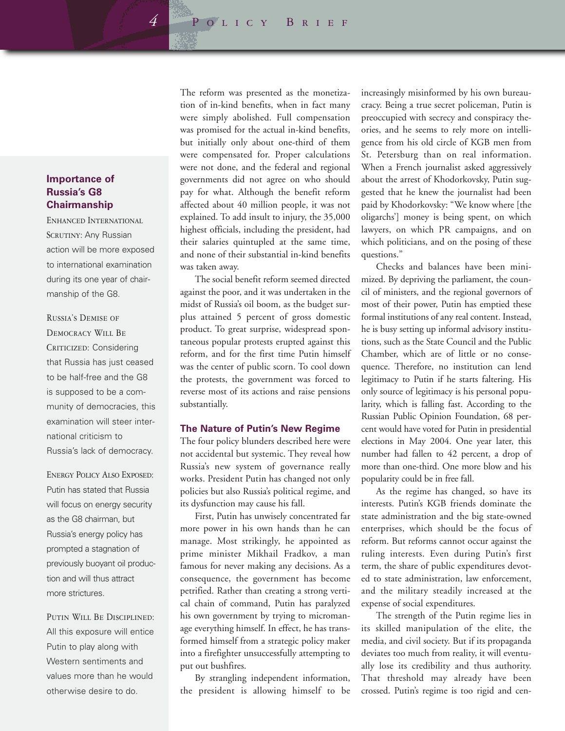The reform was presented as the monetization of in-kind benefits, when in fact many were simply abolished. Full compensation was promised for the actual in-kind benefits, but initially only about one-third of them were compensated for. Proper calculations were not done, and the federal and regional governments did not agree on who should pay for what. Although the benefit reform affected about 40 million people, it was not explained. To add insult to injury, the 35,000 highest officials, including the president, had their salaries quintupled at the same time, and none of their substantial in-kind benefits was taken away.

The social benefit reform seemed directed against the poor, and it was undertaken in the midst of Russia's oil boom, as the budget surplus attained 5 percent of gross domestic product. To great surprise, widespread spontaneous popular protests erupted against this reform, and for the first time Putin himself was the center of public scorn. To cool down the protests, the government was forced to reverse most of its actions and raise pensions substantially.

### The Nature of Putin's New Regime

The four policy blunders described here were not accidental but systemic. They reveal how Russia's new system of governance really works. President Putin has changed not only policies but also Russia's political regime, and its dysfunction may cause his fall.

First, Putin has unwisely concentrated far more power in his own hands than he can manage. Most strikingly, he appointed as prime minister Mikhail Fradkov, a man famous for never making any decisions. As a consequence, the government has become petrified. Rather than creating a strong vertical chain of command, Putin has paralyzed his own government by trying to micromanage everything himself. In effect, he has transformed himself from a strategic policy maker into a firefighter unsuccessfully attempting to put out bushfires.

By strangling independent information, the president is allowing himself to be increasingly misinformed by his own bureaucracy. Being a true secret policeman, Putin is preoccupied with secrecy and conspiracy theories, and he seems to rely more on intelligence from his old circle of KGB men from St. Petersburg than on real information. When a French journalist asked aggressively about the arrest of Khodorkovsky, Putin suggested that he knew the journalist had been paid by Khodorkovsky: "We know where [the oligarchs'] money is being spent, on which lawyers, on which PR campaigns, and on which politicians, and on the posing of these questions."

Checks and balances have been minimized. By depriving the parliament, the council of ministers, and the regional governors of most of their power, Putin has emptied these formal institutions of any real content. Instead, he is busy setting up informal advisory institutions, such as the State Council and the Public Chamber, which are of little or no consequence. Therefore, no institution can lend legitimacy to Putin if he starts faltering. His only source of legitimacy is his personal popularity, which is falling fast. According to the Russian Public Opinion Foundation, 68 percent would have voted for Putin in presidential elections in May 2004. One year later, this number had fallen to 42 percent, a drop of more than one-third. One more blow and his popularity could be in free fall.

As the regime has changed, so have its interests. Putin's KGB friends dominate the state administration and the big state-owned enterprises, which should be the focus of reform. But reforms cannot occur against the ruling interests. Even during Putin's first term, the share of public expenditures devoted to state administration, law enforcement, and the military steadily increased at the expense of social expenditures.

The strength of the Putin regime lies in its skilled manipulation of the elite, the media, and civil society. But if its propaganda deviates too much from reality, it will eventually lose its credibility and thus authority. That threshold may already have been crossed. Putin's regime is too rigid and cen-

---

**Importance of Russia's G8 Chairmanship**

Enhanced International Scrutiny: Any Russian action will be more exposed to international examination during its one year of chairmanship of the G8.

Russia's Demise of Democracy Will Be Criticized: Considering that Russia has just ceased to be half-free and the G8 is supposed to be a community of democracies, this examination will steer international criticism to Russia's lack of democracy.

Energy Policy Also Exposed: Putin has stated that Russia will focus on energy security as the G8 chairman, but Russia's energy policy has prompted a stagnation of previously buoyant oil production and will thus attract more strictures.

Putin Will Be Disciplined: All this exposure will entice Putin to play along with Western sentiments and values more than he would otherwise desire to do.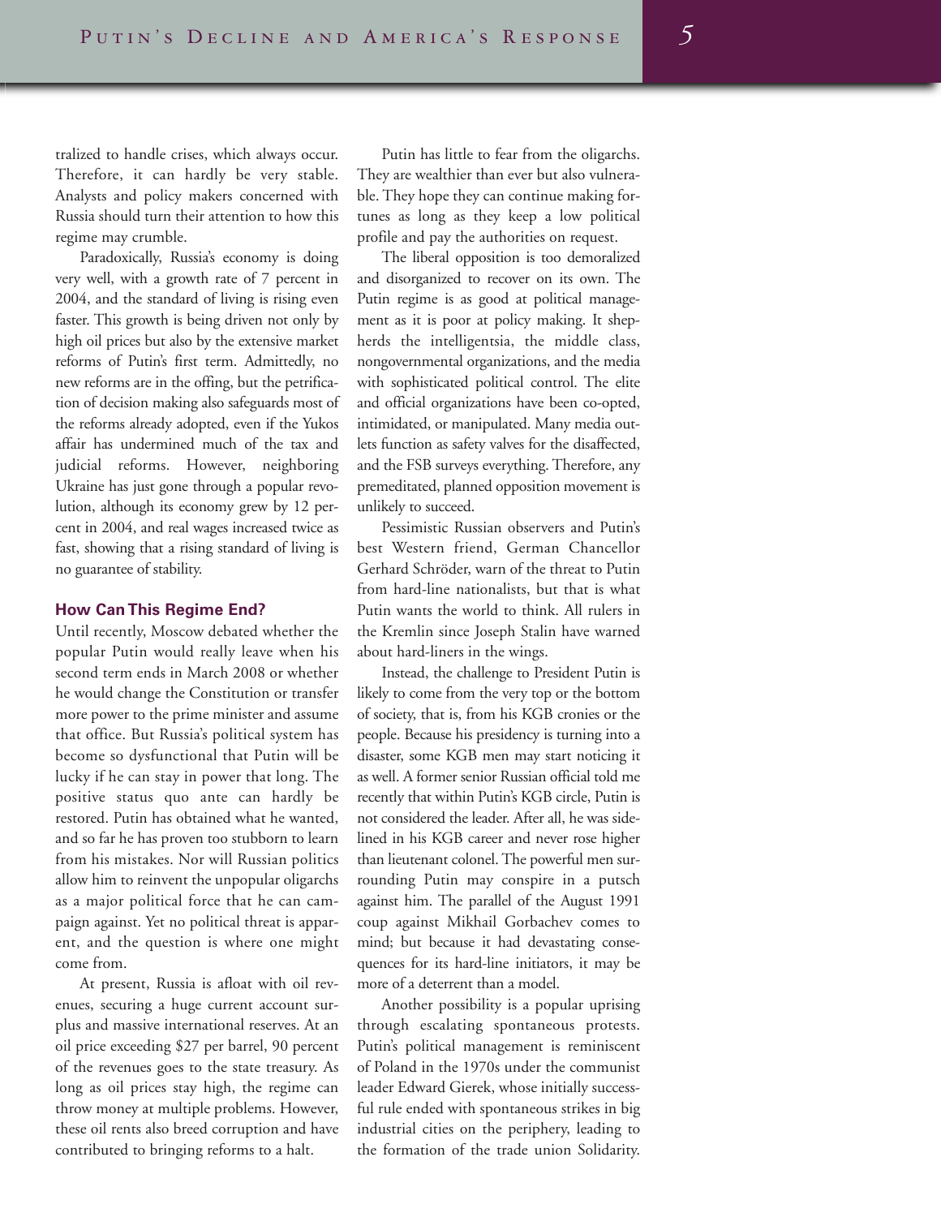tralized to handle crises, which always occur. Therefore, it can hardly be very stable. Analysts and policy makers concerned with Russia should turn their attention to how this regime may crumble.

Paradoxically, Russia's economy is doing very well, with a growth rate of 7 percent in 2004, and the standard of living is rising even faster. This growth is being driven not only by high oil prices but also by the extensive market reforms of Putin's first term. Admittedly, no new reforms are in the offing, but the petrification of decision making also safeguards most of the reforms already adopted, even if the Yukos affair has undermined much of the tax and judicial reforms. However, neighboring Ukraine has just gone through a popular revolution, although its economy grew by 12 percent in 2004, and real wages increased twice as fast, showing that a rising standard of living is no guarantee of stability.

### How Can This Regime End?

Until recently, Moscow debated whether the popular Putin would really leave when his second term ends in March 2008 or whether he would change the Constitution or transfer more power to the prime minister and assume that office. But Russia's political system has become so dysfunctional that Putin will be lucky if he can stay in power that long. The positive status quo ante can hardly be restored. Putin has obtained what he wanted, and so far he has proven too stubborn to learn from his mistakes. Nor will Russian politics allow him to reinvent the unpopular oligarchs as a major political force that he can campaign against. Yet no political threat is apparent, and the question is where one might come from.

At present, Russia is afloat with oil revenues, securing a huge current account surplus and massive international reserves. At an oil price exceeding $27 per barrel, 90 percent of the revenues goes to the state treasury. As long as oil prices stay high, the regime can throw money at multiple problems. However, these oil rents also breed corruption and have contributed to bringing reforms to a halt.

Putin has little to fear from the oligarchs. They are wealthier than ever but also vulnerable. They hope they can continue making fortunes as long as they keep a low political profile and pay the authorities on request.

The liberal opposition is too demoralized and disorganized to recover on its own. The Putin regime is as good at political management as it is poor at policy making. It shepherds the intelligentsia, the middle class, nongovernmental organizations, and the media with sophisticated political control. The elite and official organizations have been co-opted, intimidated, or manipulated. Many media outlets function as safety valves for the disaffected, and the FSB surveys everything. Therefore, any premeditated, planned opposition movement is unlikely to succeed.

Pessimistic Russian observers and Putin's best Western friend, German Chancellor Gerhard Schröder, warn of the threat to Putin from hard-line nationalists, but that is what Putin wants the world to think. All rulers in the Kremlin since Joseph Stalin have warned about hard-liners in the wings.

Instead, the challenge to President Putin is likely to come from the very top or the bottom of society, that is, from his KGB cronies or the people. Because his presidency is turning into a disaster, some KGB men may start noticing it as well. A former senior Russian official told me recently that within Putin's KGB circle, Putin is not considered the leader. After all, he was sidelined in his KGB career and never rose higher than lieutenant colonel. The powerful men surrounding Putin may conspire in a putsch against him. The parallel of the August 1991 coup against Mikhail Gorbachev comes to mind; but because it had devastating consequences for its hard-line initiators, it may be more of a deterrent than a model.

Another possibility is a popular uprising through escalating spontaneous protests. Putin's political management is reminiscent of Poland in the 1970s under the communist leader Edward Gierek, whose initially successful rule ended with spontaneous strikes in big industrial cities on the periphery, leading to the formation of the trade union Solidarity.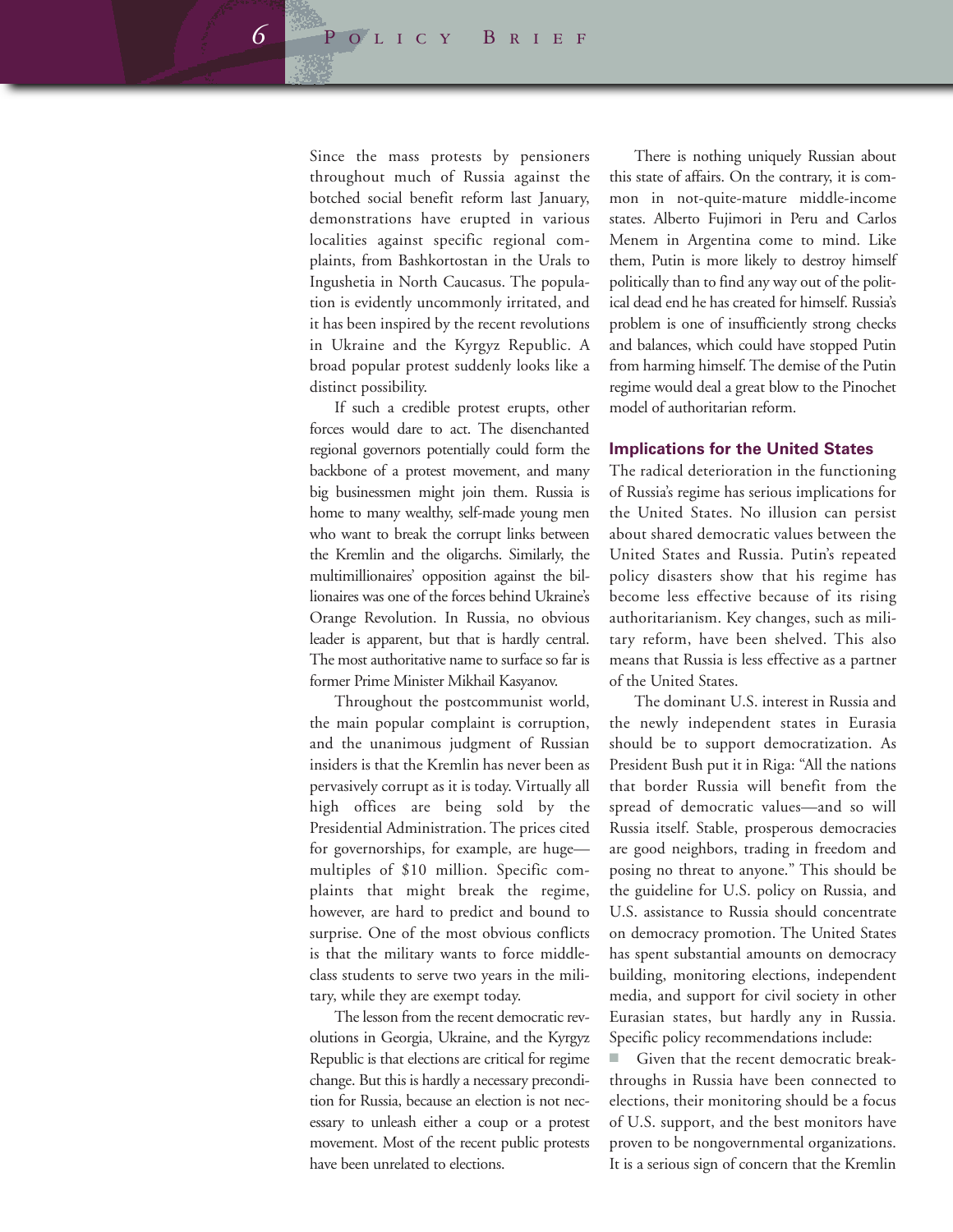Since the mass protests by pensioners throughout much of Russia against the botched social benefit reform last January, demonstrations have erupted in various localities against specific regional complaints, from Bashkortostan in the Urals to Ingushetia in North Caucasus. The population is evidently uncommonly irritated, and it has been inspired by the recent revolutions in Ukraine and the Kyrgyz Republic. A broad popular protest suddenly looks like a distinct possibility.

If such a credible protest erupts, other forces would dare to act. The disenchanted regional governors potentially could form the backbone of a protest movement, and many big businessmen might join them. Russia is home to many wealthy, self-made young men who want to break the corrupt links between the Kremlin and the oligarchs. Similarly, the multimillionaires' opposition against the billionaires was one of the forces behind Ukraine's Orange Revolution. In Russia, no obvious leader is apparent, but that is hardly central. The most authoritative name to surface so far is former Prime Minister Mikhail Kasyanov.

Throughout the postcommunist world, the main popular complaint is corruption, and the unanimous judgment of Russian insiders is that the Kremlin has never been as pervasively corrupt as it is today. Virtually all high offices are being sold by the Presidential Administration. The prices cited for governorships, for example, are huge—multiples of $10 million. Specific complaints that might break the regime, however, are hard to predict and bound to surprise. One of the most obvious conflicts is that the military wants to force middle-class students to serve two years in the military, while they are exempt today.

The lesson from the recent democratic revolutions in Georgia, Ukraine, and the Kyrgyz Republic is that elections are critical for regime change. But this is hardly a necessary precondition for Russia, because an election is not necessary to unleash either a coup or a protest movement. Most of the recent public protests have been unrelated to elections.

There is nothing uniquely Russian about this state of affairs. On the contrary, it is common in not-quite-mature middle-income states. Alberto Fujimori in Peru and Carlos Menem in Argentina come to mind. Like them, Putin is more likely to destroy himself politically than to find any way out of the political dead end he has created for himself. Russia's problem is one of insufficiently strong checks and balances, which could have stopped Putin from harming himself. The demise of the Putin regime would deal a great blow to the Pinochet model of authoritarian reform.

## Implications for the United States

The radical deterioration in the functioning of Russia's regime has serious implications for the United States. No illusion can persist about shared democratic values between the United States and Russia. Putin's repeated policy disasters show that his regime has become less effective because of its rising authoritarianism. Key changes, such as military reform, have been shelved. This also means that Russia is less effective as a partner of the United States.

The dominant U.S. interest in Russia and the newly independent states in Eurasia should be to support democratization. As President Bush put it in Riga: "All the nations that border Russia will benefit from the spread of democratic values—and so will Russia itself. Stable, prosperous democracies are good neighbors, trading in freedom and posing no threat to anyone." This should be the guideline for U.S. policy on Russia, and U.S. assistance to Russia should concentrate on democracy promotion. The United States has spent substantial amounts on democracy building, monitoring elections, independent media, and support for civil society in other Eurasian states, but hardly any in Russia. Specific policy recommendations include:

- Given that the recent democratic breakthroughs in Russia have been connected to elections, their monitoring should be a focus of U.S. support, and the best monitors have proven to be nongovernmental organizations. It is a serious sign of concern that the Kremlin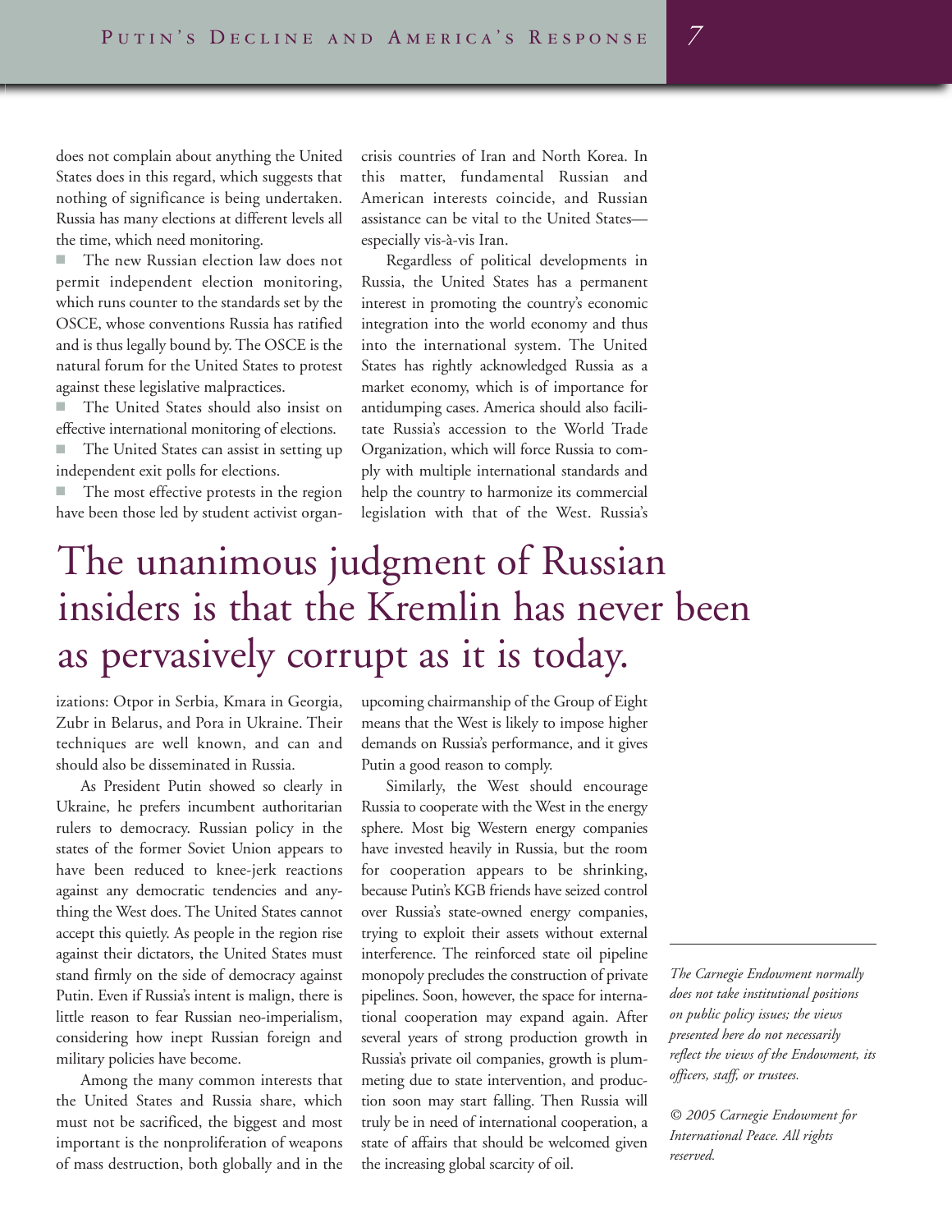does not complain about anything the United States does in this regard, which suggests that nothing of significance is being undertaken. Russia has many elections at different levels all the time, which need monitoring.

- The new Russian election law does not permit independent election monitoring, which runs counter to the standards set by the OSCE, whose conventions Russia has ratified and is thus legally bound by. The OSCE is the natural forum for the United States to protest against these legislative malpractices.
- The United States should also insist on effective international monitoring of elections.
- The United States can assist in setting up independent exit polls for elections.
- The most effective protests in the region have been those led by student activist organizations: Otpor in Serbia, Kmara in Georgia, Zubr in Belarus, and Pora in Ukraine. Their techniques are well known, and can and should also be disseminated in Russia.

As President Putin showed so clearly in Ukraine, he prefers incumbent authoritarian rulers to democracy. Russian policy in the states of the former Soviet Union appears to have been reduced to knee-jerk reactions against any democratic tendencies and anything the West does. The United States cannot accept this quietly. As people in the region rise against their dictators, the United States must stand firmly on the side of democracy against Putin. Even if Russia's intent is malign, there is little reason to fear Russian neo-imperialism, considering how inept Russian foreign and military policies have become.

Among the many common interests that the United States and Russia share, which must not be sacrificed, the biggest and most important is the nonproliferation of weapons of mass destruction, both globally and in the crisis countries of Iran and North Korea. In this matter, fundamental Russian and American interests coincide, and Russian assistance can be vital to the United States—especially vis-à-vis Iran.

Regardless of political developments in Russia, the United States has a permanent interest in promoting the country's economic integration into the world economy and thus into the international system. The United States has rightly acknowledged Russia as a market economy, which is of importance for antidumping cases. America should also facilitate Russia's accession to the World Trade Organization, which will force Russia to comply with multiple international standards and help the country to harmonize its commercial legislation with that of the West. Russia's upcoming chairmanship of the Group of Eight means that the West is likely to impose higher demands on Russia's performance, and it gives Putin a good reason to comply.

Similarly, the West should encourage Russia to cooperate with the West in the energy sphere. Most big Western energy companies have invested heavily in Russia, but the room for cooperation appears to be shrinking, because Putin's KGB friends have seized control over Russia's state-owned energy companies, trying to exploit their assets without external interference. The reinforced state oil pipeline monopoly precludes the construction of private pipelines. Soon, however, the space for international cooperation may expand again. After several years of strong production growth in Russia's private oil companies, growth is plummeting due to state intervention, and production soon may start falling. Then Russia will truly be in need of international cooperation, a state of affairs that should be welcomed given the increasing global scarcity of oil.

> The unanimous judgment of Russian insiders is that the Kremlin has never been as pervasively corrupt as it is today.

---

*The Carnegie Endowment normally does not take institutional positions on public policy issues; the views presented here do not necessarily reflect the views of the Endowment, its officers, staff, or trustees.*

*© 2005 Carnegie Endowment for International Peace. All rights reserved.*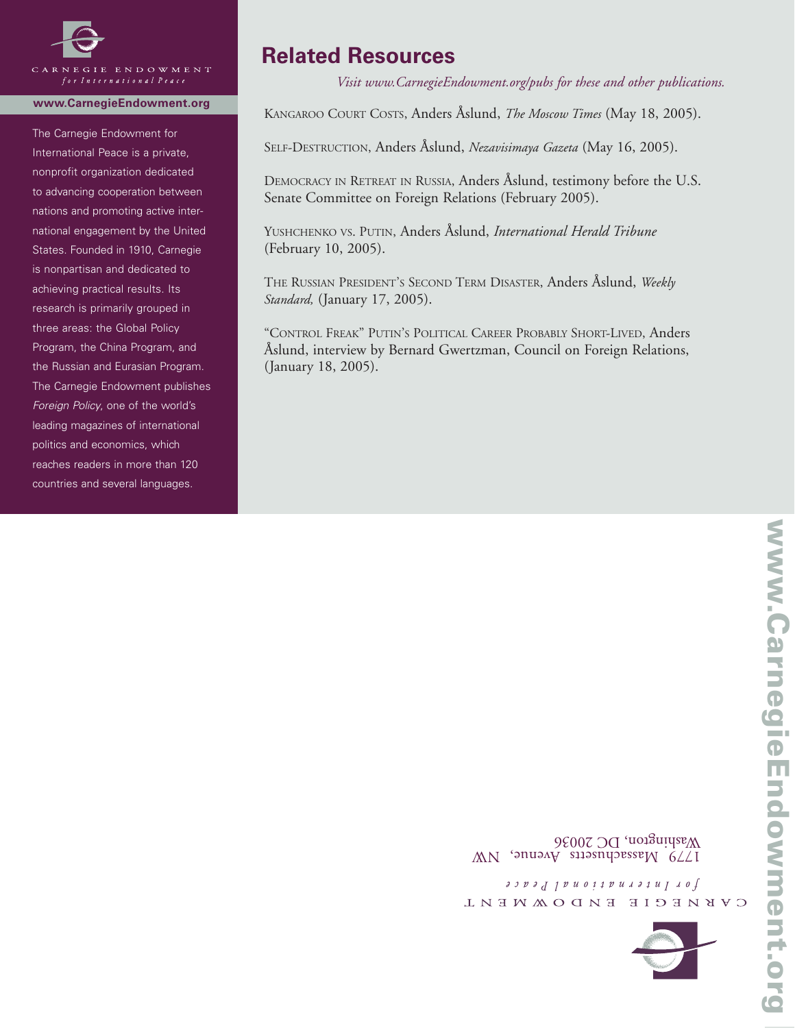CARNEGIE ENDOWMENT
*for International Peace*

**www.CarnegieEndowment.org**

The Carnegie Endowment for International Peace is a private, nonprofit organization dedicated to advancing cooperation between nations and promoting active international engagement by the United States. Founded in 1910, Carnegie is nonpartisan and dedicated to achieving practical results. Its research is primarily grouped in three areas: the Global Policy Program, the China Program, and the Russian and Eurasian Program. The Carnegie Endowment publishes *Foreign Policy*, one of the world's leading magazines of international politics and economics, which reaches readers in more than 120 countries and several languages.

## Related Resources

*Visit www.CarnegieEndowment.org/pubs for these and other publications.*

Kangaroo Court Costs, Anders Åslund, *The Moscow Times* (May 18, 2005).

Self-Destruction, Anders Åslund, *Nezavisimaya Gazeta* (May 16, 2005).

Democracy in Retreat in Russia, Anders Åslund, testimony before the U.S. Senate Committee on Foreign Relations (February 2005).

Yushchenko vs. Putin, Anders Åslund, *International Herald Tribune* (February 10, 2005).

The Russian President's Second Term Disaster, Anders Åslund, *Weekly Standard,* (January 17, 2005).

"Control Freak" Putin's Political Career Probably Short-Lived, Anders Åslund, interview by Bernard Gwertzman, Council on Foreign Relations, (January 18, 2005).

CARNEGIE ENDOWMENT
*for International Peace*
1779 Massachusetts Avenue, NW
Washington, DC 20036

www.CarnegieEndowment.org